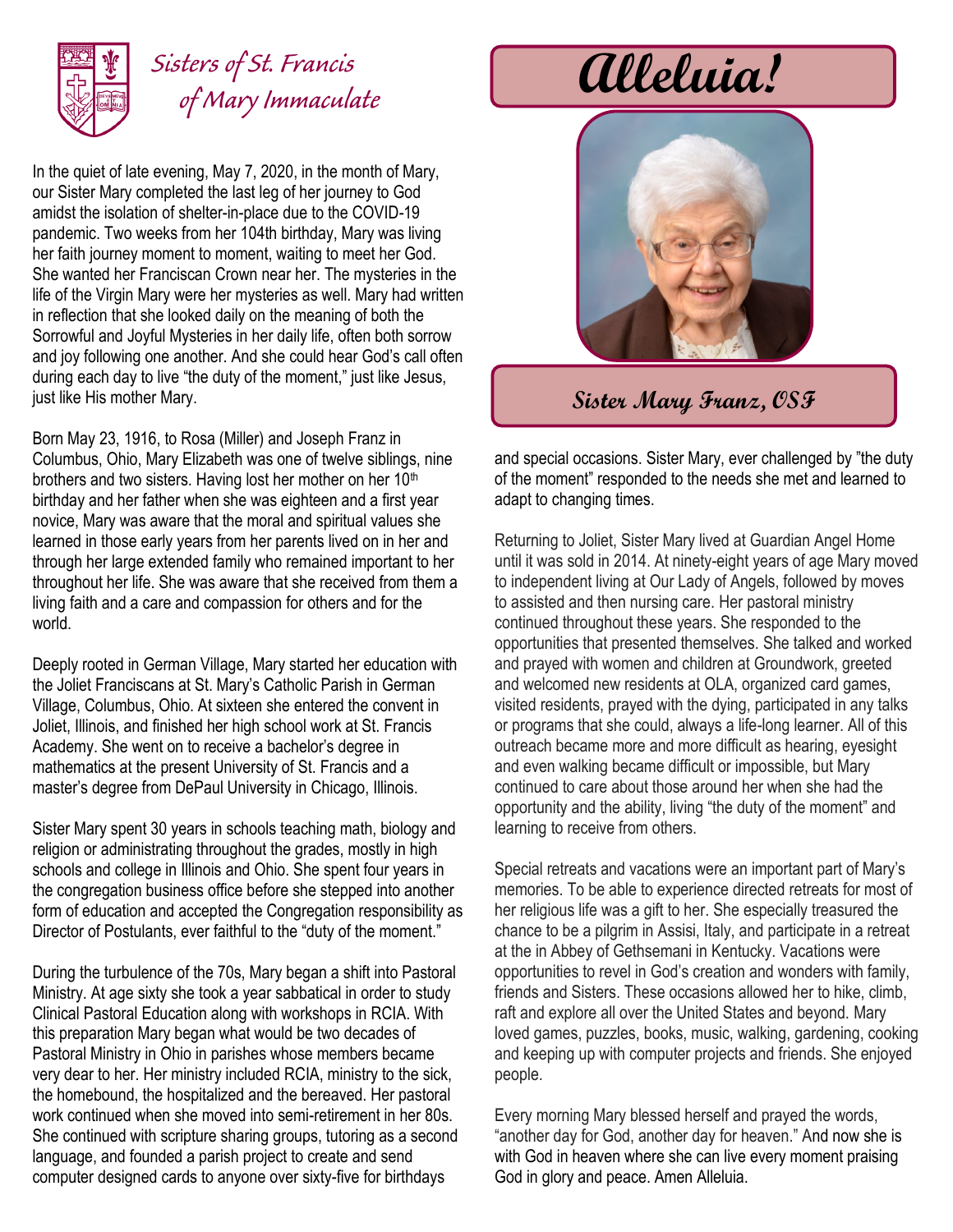Sisters of St. Francis of Mary Immaculate

# Alleluia!

**Sister Mary Franz, OSF**

In the quiet of late evening, May 7, 2020, in the month of Mary, our Sister Mary completed the last leg of her journey to God amidst the isolation of shelter-in-place due to the COVID-19 pandemic. Two weeks from her 104th birthday, Mary was living her faith journey moment to moment, waiting to meet her God. She wanted her Franciscan Crown near her. The mysteries in the life of the Virgin Mary were her mysteries as well. Mary had written in reflection that she looked daily on the meaning of both the Sorrowful and Joyful Mysteries in her daily life, often both sorrow and joy following one another. And she could hear God's call often during each day to live "the duty of the moment," just like Jesus, just like His mother Mary.

Born May 23, 1916, to Rosa (Miller) and Joseph Franz in Columbus, Ohio, Mary Elizabeth was one of twelve siblings, nine brothers and two sisters. Having lost her mother on her 10th birthday and her father when she was eighteen and a first year novice, Mary was aware that the moral and spiritual values she learned in those early years from her parents lived on in her and through her large extended family who remained important to her throughout her life. She was aware that she received from them a living faith and a care and compassion for others and for the world.

Deeply rooted in German Village, Mary started her education with the Joliet Franciscans at St. Mary's Catholic Parish in German Village, Columbus, Ohio. At sixteen she entered the convent in Joliet, Illinois, and finished her high school work at St. Francis Academy. She went on to receive a bachelor's degree in mathematics at the present University of St. Francis and a master's degree from DePaul University in Chicago, Illinois.

Sister Mary spent 30 years in schools teaching math, biology and religion or administrating throughout the grades, mostly in high schools and college in Illinois and Ohio. She spent four years in the congregation business office before she stepped into another form of education and accepted the Congregation responsibility as Director of Postulants, ever faithful to the "duty of the moment."

During the turbulence of the 70s, Mary began a shift into Pastoral Ministry. At age sixty she took a year sabbatical in order to study Clinical Pastoral Education along with workshops in RCIA. With this preparation Mary began what would be two decades of Pastoral Ministry in Ohio in parishes whose members became very dear to her. Her ministry included RCIA, ministry to the sick, the homebound, the hospitalized and the bereaved. Her pastoral work continued when she moved into semi-retirement in her 80s. She continued with scripture sharing groups, tutoring as a second language, and founded a parish project to create and send computer designed cards to anyone over sixty-five for birthdays and special occasions. Sister Mary, ever challenged by "the duty of the moment" responded to the needs she met and learned to adapt to changing times.

Returning to Joliet, Sister Mary lived at Guardian Angel Home until it was sold in 2014. At ninety-eight years of age Mary moved to independent living at Our Lady of Angels, followed by moves to assisted and then nursing care. Her pastoral ministry continued throughout these years. She responded to the opportunities that presented themselves. She talked and worked and prayed with women and children at Groundwork, greeted and welcomed new residents at OLA, organized card games, visited residents, prayed with the dying, participated in any talks or programs that she could, always a life-long learner. All of this outreach became more and more difficult as hearing, eyesight and even walking became difficult or impossible, but Mary continued to care about those around her when she had the opportunity and the ability, living "the duty of the moment" and learning to receive from others.

Special retreats and vacations were an important part of Mary's memories. To be able to experience directed retreats for most of her religious life was a gift to her. She especially treasured the chance to be a pilgrim in Assisi, Italy, and participate in a retreat at the in Abbey of Gethsemani in Kentucky. Vacations were opportunities to revel in God's creation and wonders with family, friends and Sisters. These occasions allowed her to hike, climb, raft and explore all over the United States and beyond. Mary loved games, puzzles, books, music, walking, gardening, cooking and keeping up with computer projects and friends. She enjoyed people.

Every morning Mary blessed herself and prayed the words, "another day for God, another day for heaven." And now she is with God in heaven where she can live every moment praising God in glory and peace. Amen Alleluia.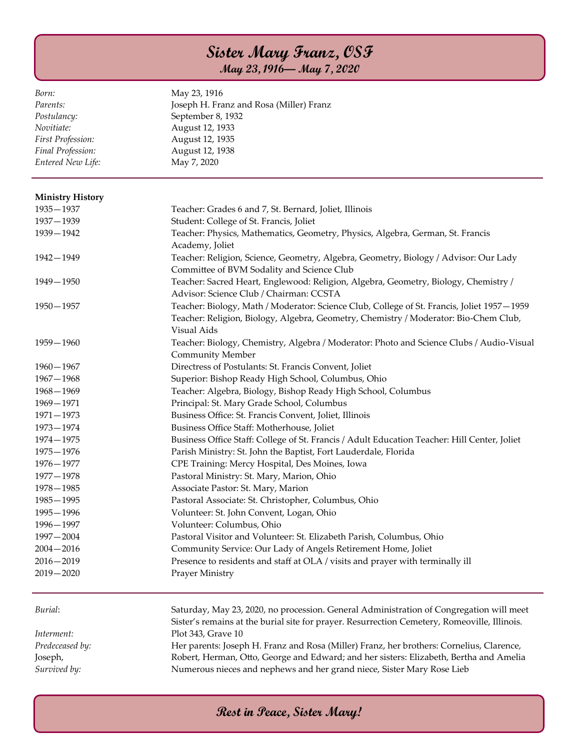# Sister Mary Franz, OSF

## May 23, 1916— May 7, 2020

| | |
|---|---|
| *Born:* | May 23, 1916 |
| *Parents:* | Joseph H. Franz and Rosa (Miller) Franz |
| *Postulancy:* | September 8, 1932 |
| *Novitiate:* | August 12, 1933 |
| *First Profession:* | August 12, 1935 |
| *Final Profession:* | August 12, 1938 |
| *Entered New Life:* | May 7, 2020 |

**Ministry History**

| | |
|---|---|
| 1935—1937 | Teacher: Grades 6 and 7, St. Bernard, Joliet, Illinois |
| 1937—1939 | Student: College of St. Francis, Joliet |
| 1939—1942 | Teacher: Physics, Mathematics, Geometry, Physics, Algebra, German, St. Francis Academy, Joliet |
| 1942—1949 | Teacher: Religion, Science, Geometry, Algebra, Geometry, Biology / Advisor: Our Lady Committee of BVM Sodality and Science Club |
| 1949—1950 | Teacher: Sacred Heart, Englewood: Religion, Algebra, Geometry, Biology, Chemistry / Advisor: Science Club / Chairman: CCSTA |
| 1950—1957 | Teacher: Biology, Math / Moderator: Science Club, College of St. Francis, Joliet 1957—1959 Teacher: Religion, Biology, Algebra, Geometry, Chemistry / Moderator: Bio-Chem Club, Visual Aids |
| 1959—1960 | Teacher: Biology, Chemistry, Algebra / Moderator: Photo and Science Clubs / Audio-Visual Community Member |
| 1960—1967 | Directress of Postulants: St. Francis Convent, Joliet |
| 1967—1968 | Superior: Bishop Ready High School, Columbus, Ohio |
| 1968—1969 | Teacher: Algebra, Biology, Bishop Ready High School, Columbus |
| 1969—1971 | Principal: St. Mary Grade School, Columbus |
| 1971—1973 | Business Office: St. Francis Convent, Joliet, Illinois |
| 1973—1974 | Business Office Staff: Motherhouse, Joliet |
| 1974—1975 | Business Office Staff: College of St. Francis / Adult Education Teacher: Hill Center, Joliet |
| 1975—1976 | Parish Ministry: St. John the Baptist, Fort Lauderdale, Florida |
| 1976—1977 | CPE Training: Mercy Hospital, Des Moines, Iowa |
| 1977—1978 | Pastoral Ministry: St. Mary, Marion, Ohio |
| 1978—1985 | Associate Pastor: St. Mary, Marion |
| 1985—1995 | Pastoral Associate: St. Christopher, Columbus, Ohio |
| 1995—1996 | Volunteer: St. John Convent, Logan, Ohio |
| 1996—1997 | Volunteer: Columbus, Ohio |
| 1997—2004 | Pastoral Visitor and Volunteer: St. Elizabeth Parish, Columbus, Ohio |
| 2004—2016 | Community Service: Our Lady of Angels Retirement Home, Joliet |
| 2016—2019 | Presence to residents and staff at OLA / visits and prayer with terminally ill |
| 2019—2020 | Prayer Ministry |

| | |
|---|---|
| *Burial*: | Saturday, May 23, 2020, no procession. General Administration of Congregation will meet Sister's remains at the burial site for prayer. Resurrection Cemetery, Romeoville, Illinois. |
| *Interment:* | Plot 343, Grave 10 |
| *Predeceased by:* | Her parents: Joseph H. Franz and Rosa (Miller) Franz, her brothers: Cornelius, Clarence, Joseph, Robert, Herman, Otto, George and Edward; and her sisters: Elizabeth, Bertha and Amelia |
| *Survived by:* | Numerous nieces and nephews and her grand niece, Sister Mary Rose Lieb |

**Rest in Peace, Sister Mary!**